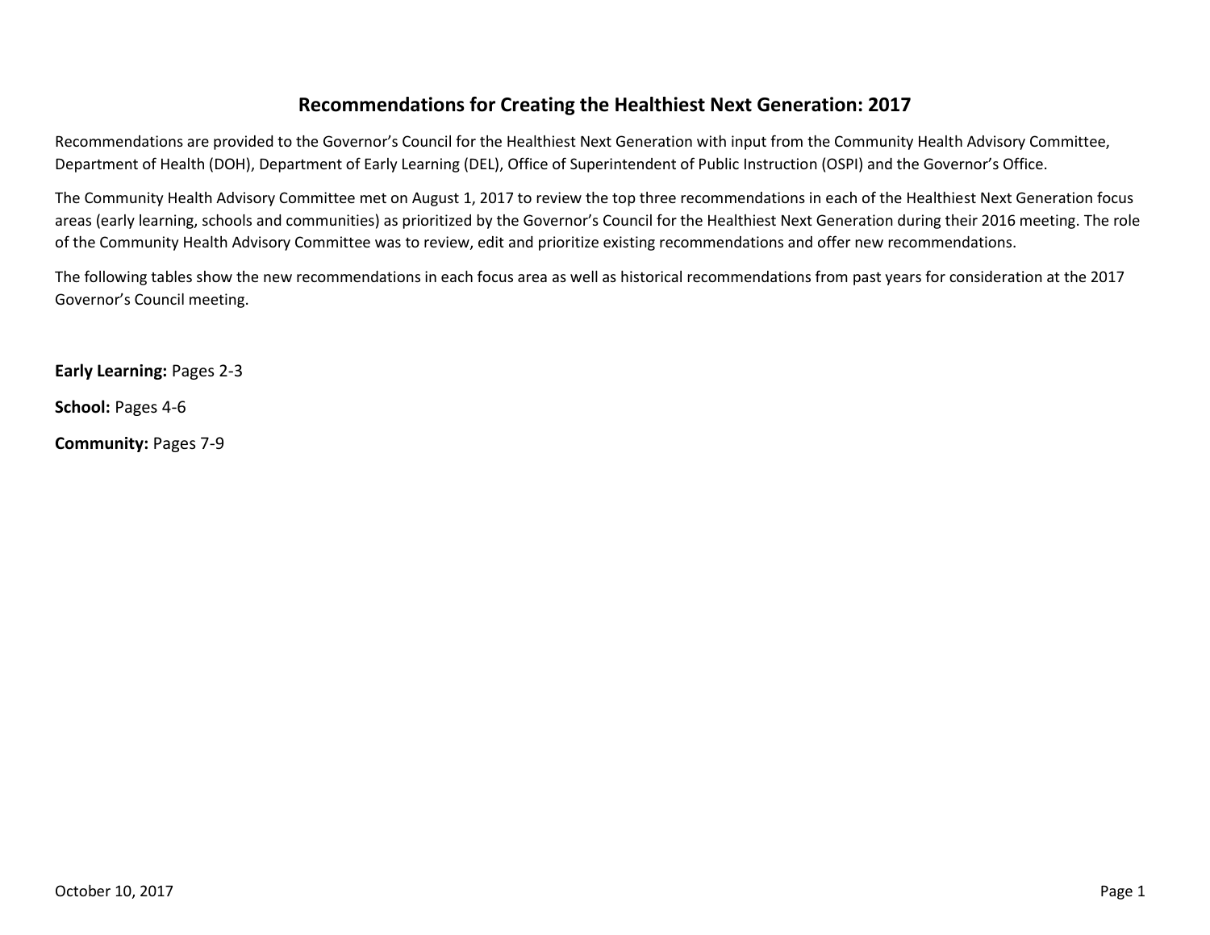# Recommendations for Creating the Healthiest Next Generation: 2017

Recommendations are provided to the Governor's Council for the Healthiest Next Generation with input from the Community Health Advisory Committee, Department of Health (DOH), Department of Early Learning (DEL), Office of Superintendent of Public Instruction (OSPI) and the Governor's Office.

The Community Health Advisory Committee met on August 1, 2017 to review the top three recommendations in each of the Healthiest Next Generation focus areas (early learning, schools and communities) as prioritized by the Governor's Council for the Healthiest Next Generation during their 2016 meeting. The role of the Community Health Advisory Committee was to review, edit and prioritize existing recommendations and offer new recommendations.

The following tables show the new recommendations in each focus area as well as historical recommendations from past years for consideration at the 2017 Governor's Council meeting.

**Early Learning:** Pages 2-3

**School:** Pages 4-6

**Community:** Pages 7-9

October 10, 2017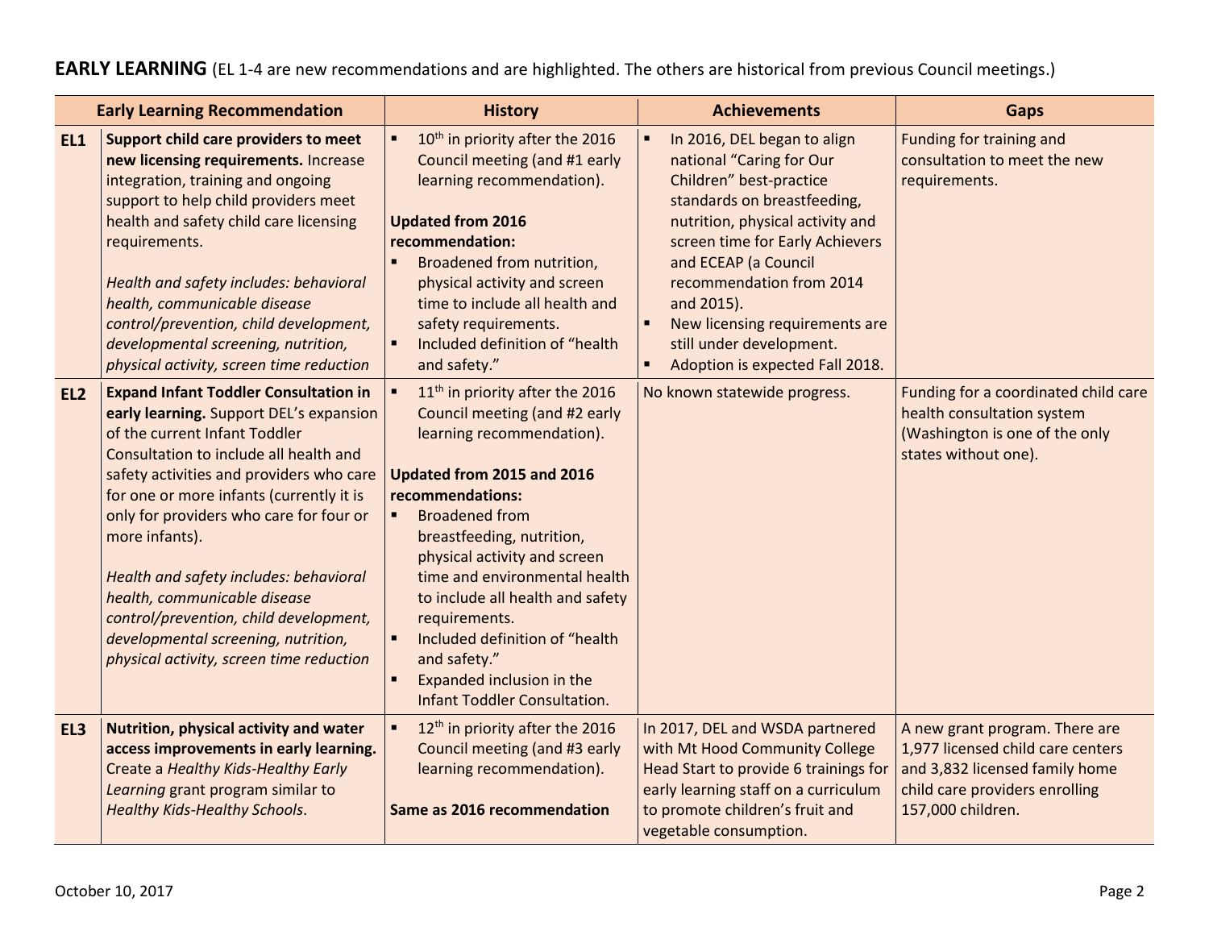**EARLY LEARNING** (EL 1-4 are new recommendations and are highlighted. The others are historical from previous Council meetings.)

| | Early Learning Recommendation | History | Achievements | Gaps |
|---|---|---|---|---|
| **EL1** | **Support child care providers to meet new licensing requirements.** Increase integration, training and ongoing support to help child providers meet health and safety child care licensing requirements.<br><br>*Health and safety includes: behavioral health, communicable disease control/prevention, child development, developmental screening, nutrition, physical activity, screen time reduction* | ▪ 10th in priority after the 2016 Council meeting (and #1 early learning recommendation).<br><br>**Updated from 2016 recommendation:**<br>▪ Broadened from nutrition, physical activity and screen time to include all health and safety requirements.<br>▪ Included definition of "health and safety." | ▪ In 2016, DEL began to align national "Caring for Our Children" best-practice standards on breastfeeding, nutrition, physical activity and screen time for Early Achievers and ECEAP (a Council recommendation from 2014 and 2015).<br>▪ New licensing requirements are still under development.<br>▪ Adoption is expected Fall 2018. | Funding for training and consultation to meet the new requirements. |
| **EL2** | **Expand Infant Toddler Consultation in early learning.** Support DEL's expansion of the current Infant Toddler Consultation to include all health and safety activities and providers who care for one or more infants (currently it is only for providers who care for four or more infants).<br><br>*Health and safety includes: behavioral health, communicable disease control/prevention, child development, developmental screening, nutrition, physical activity, screen time reduction* | ▪ 11th in priority after the 2016 Council meeting (and #2 early learning recommendation).<br><br>**Updated from 2015 and 2016 recommendations:**<br>▪ Broadened from breastfeeding, nutrition, physical activity and screen time and environmental health to include all health and safety requirements.<br>▪ Included definition of "health and safety."<br>▪ Expanded inclusion in the Infant Toddler Consultation. | No known statewide progress. | Funding for a coordinated child care health consultation system (Washington is one of the only states without one). |
| **EL3** | **Nutrition, physical activity and water access improvements in early learning.** Create a *Healthy Kids-Healthy Early Learning* grant program similar to *Healthy Kids-Healthy Schools*. | ▪ 12th in priority after the 2016 Council meeting (and #3 early learning recommendation).<br><br>**Same as 2016 recommendation** | In 2017, DEL and WSDA partnered with Mt Hood Community College Head Start to provide 6 trainings for early learning staff on a curriculum to promote children's fruit and vegetable consumption. | A new grant program. There are 1,977 licensed child care centers and 3,832 licensed family home child care providers enrolling 157,000 children. |

October 10, 2017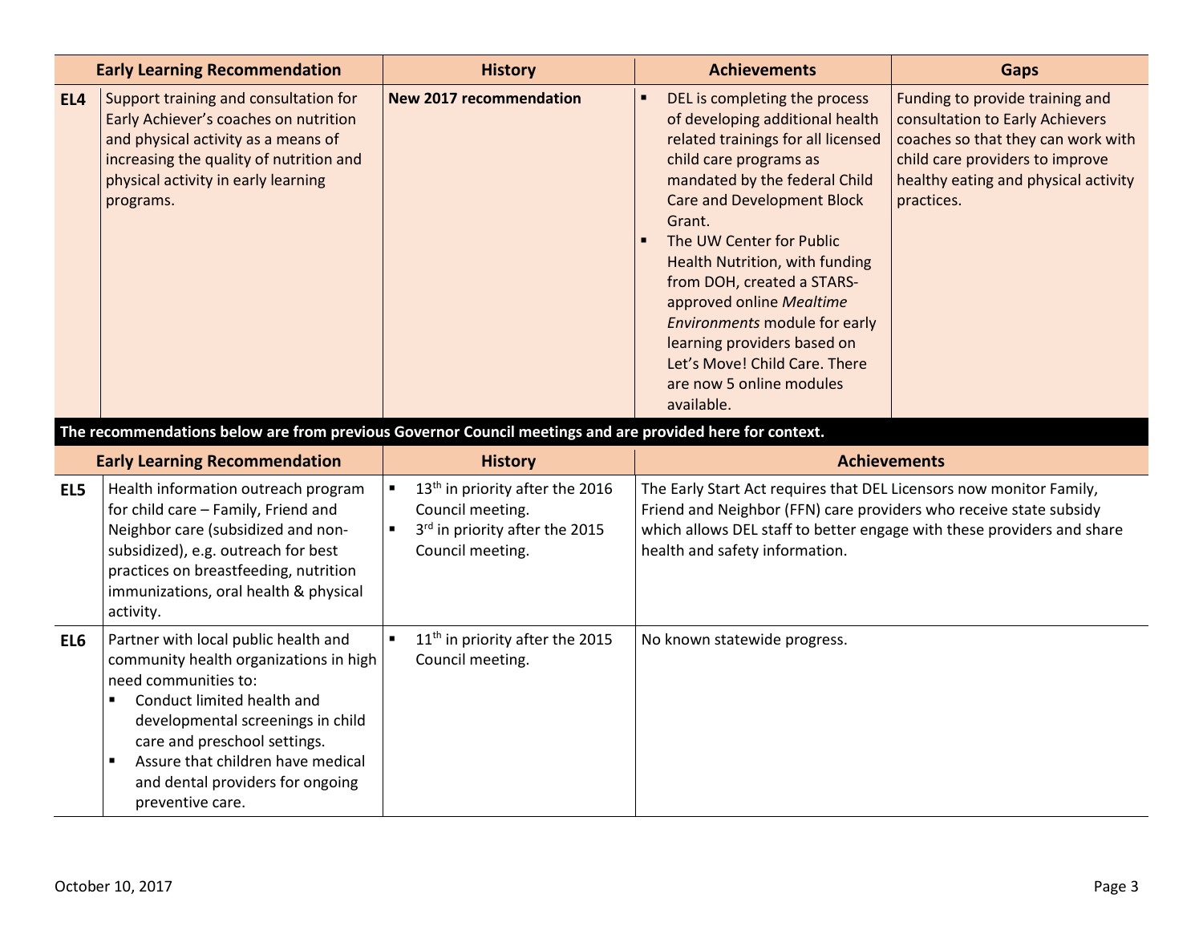| | Early Learning Recommendation | History | Achievements | Gaps |
|---|---|---|---|---|
| **EL4** | Support training and consultation for Early Achiever's coaches on nutrition and physical activity as a means of increasing the quality of nutrition and physical activity in early learning programs. | **New 2017 recommendation** | ▪ DEL is completing the process of developing additional health related trainings for all licensed child care programs as mandated by the federal Child Care and Development Block Grant.<br>▪ The UW Center for Public Health Nutrition, with funding from DOH, created a STARS-approved online *Mealtime Environments* module for early learning providers based on Let's Move! Child Care. There are now 5 online modules available. | Funding to provide training and consultation to Early Achievers coaches so that they can work with child care providers to improve healthy eating and physical activity practices. |

**The recommendations below are from previous Governor Council meetings and are provided here for context.**

| | Early Learning Recommendation | History | Achievements |
|---|---|---|---|
| **EL5** | Health information outreach program for child care – Family, Friend and Neighbor care (subsidized and non-subsidized), e.g. outreach for best practices on breastfeeding, nutrition immunizations, oral health & physical activity. | ▪ 13th in priority after the 2016 Council meeting.<br>▪ 3rd in priority after the 2015 Council meeting. | The Early Start Act requires that DEL Licensors now monitor Family, Friend and Neighbor (FFN) care providers who receive state subsidy which allows DEL staff to better engage with these providers and share health and safety information. |
| **EL6** | Partner with local public health and community health organizations in high need communities to:<br>▪ Conduct limited health and developmental screenings in child care and preschool settings.<br>▪ Assure that children have medical and dental providers for ongoing preventive care. | ▪ 11th in priority after the 2015 Council meeting. | No known statewide progress. |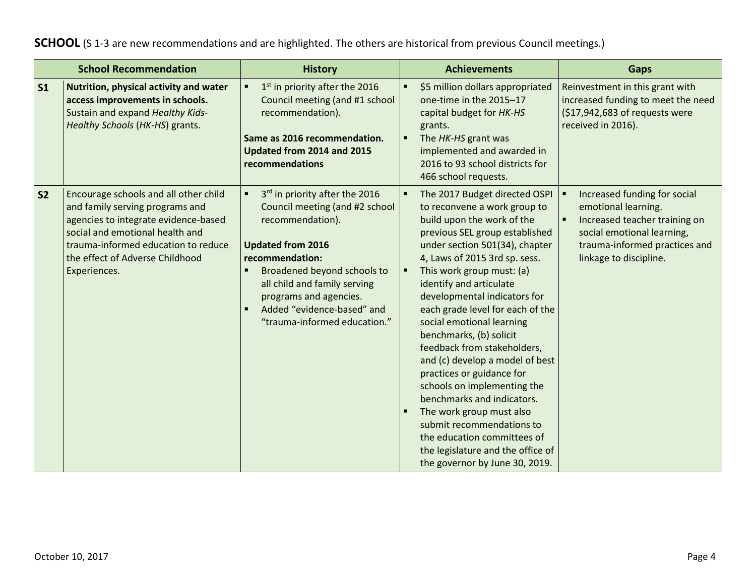**SCHOOL** (S 1-3 are new recommendations and are highlighted. The others are historical from previous Council meetings.)

| | School Recommendation | History | Achievements | Gaps |
|---|---|---|---|---|
| **S1** | **Nutrition, physical activity and water access improvements in schools.** Sustain and expand *Healthy Kids-Healthy Schools* (*HK-HS*) grants. | ▪ 1st in priority after the 2016 Council meeting (and #1 school recommendation).<br><br>**Same as 2016 recommendation. Updated from 2014 and 2015 recommendations** | ▪ $5 million dollars appropriated one-time in the 2015–17 capital budget for *HK-HS* grants.<br>▪ The *HK-HS* grant was implemented and awarded in 2016 to 93 school districts for 466 school requests. | Reinvestment in this grant with increased funding to meet the need ($17,942,683 of requests were received in 2016). |
| **S2** | Encourage schools and all other child and family serving programs and agencies to integrate evidence-based social and emotional health and trauma-informed education to reduce the effect of Adverse Childhood Experiences. | ▪ 3rd in priority after the 2016 Council meeting (and #2 school recommendation).<br><br>**Updated from 2016 recommendation:**<br>▪ Broadened beyond schools to all child and family serving programs and agencies.<br>▪ Added "evidence-based" and "trauma-informed education." | ▪ The 2017 Budget directed OSPI to reconvene a work group to build upon the work of the previous SEL group established under section 501(34), chapter 4, Laws of 2015 3rd sp. sess.<br>▪ This work group must: (a) identify and articulate developmental indicators for each grade level for each of the social emotional learning benchmarks, (b) solicit feedback from stakeholders, and (c) develop a model of best practices or guidance for schools on implementing the benchmarks and indicators.<br>▪ The work group must also submit recommendations to the education committees of the legislature and the office of the governor by June 30, 2019. | ▪ Increased funding for social emotional learning.<br>▪ Increased teacher training on social emotional learning, trauma-informed practices and linkage to discipline. |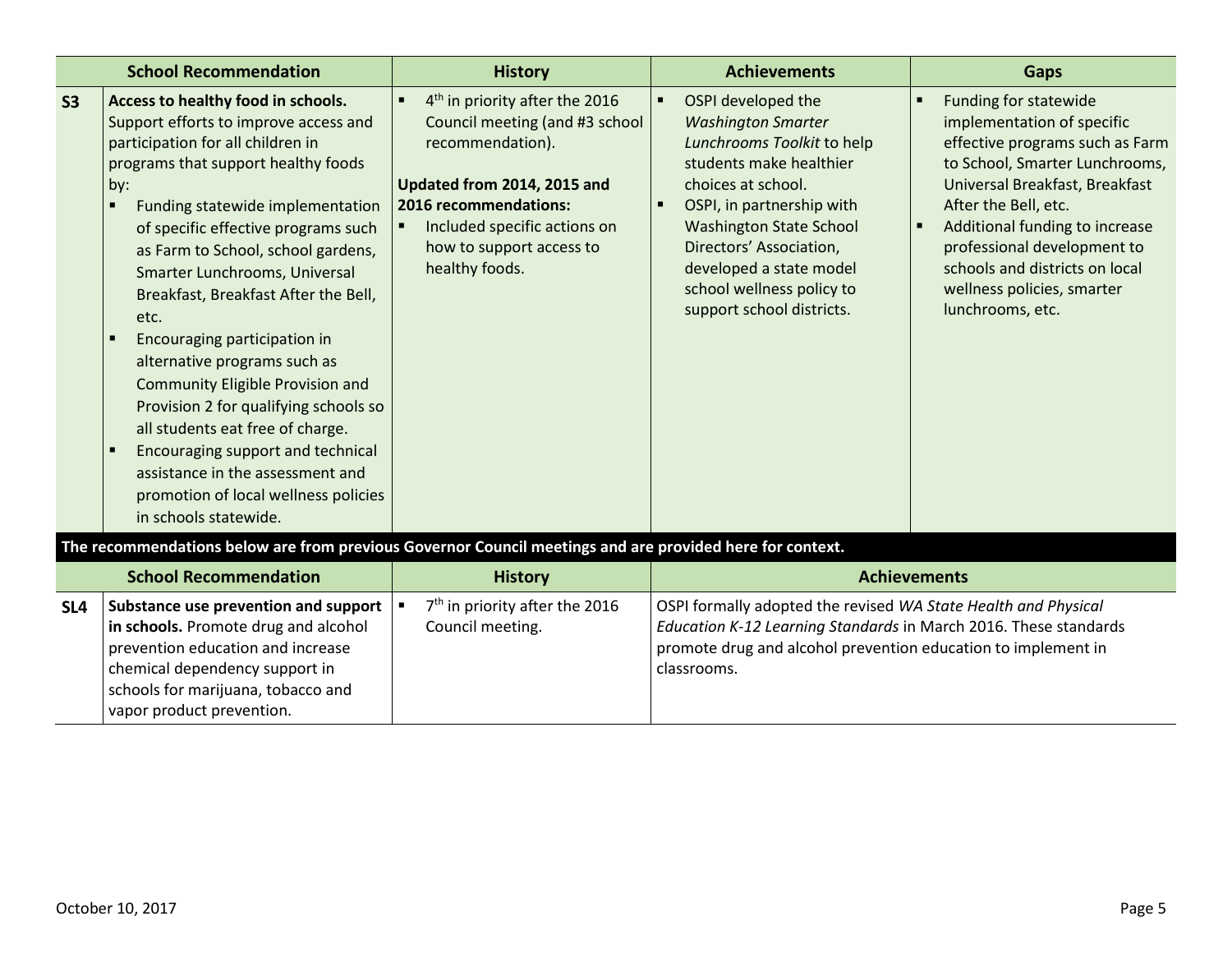| | School Recommendation | History | Achievements | Gaps |
|---|---|---|---|---|
| **S3** | **Access to healthy food in schools.** Support efforts to improve access and participation for all children in programs that support healthy foods by:<br>▪ Funding statewide implementation of specific effective programs such as Farm to School, school gardens, Smarter Lunchrooms, Universal Breakfast, Breakfast After the Bell, etc.<br>▪ Encouraging participation in alternative programs such as Community Eligible Provision and Provision 2 for qualifying schools so all students eat free of charge.<br>▪ Encouraging support and technical assistance in the assessment and promotion of local wellness policies in schools statewide. | ▪ 4th in priority after the 2016 Council meeting (and #3 school recommendation).<br><br>**Updated from 2014, 2015 and 2016 recommendations:**<br>▪ Included specific actions on how to support access to healthy foods. | ▪ OSPI developed the *Washington Smarter Lunchrooms Toolkit* to help students make healthier choices at school.<br>▪ OSPI, in partnership with Washington State School Directors' Association, developed a state model school wellness policy to support school districts. | ▪ Funding for statewide implementation of specific effective programs such as Farm to School, Smarter Lunchrooms, Universal Breakfast, Breakfast After the Bell, etc.<br>▪ Additional funding to increase professional development to schools and districts on local wellness policies, smarter lunchrooms, etc. |

**The recommendations below are from previous Governor Council meetings and are provided here for context.**

| | School Recommendation | History | Achievements |
|---|---|---|---|
| **SL4** | **Substance use prevention and support in schools.** Promote drug and alcohol prevention education and increase chemical dependency support in schools for marijuana, tobacco and vapor product prevention. | ▪ 7th in priority after the 2016 Council meeting. | OSPI formally adopted the revised *WA State Health and Physical Education K-12 Learning Standards* in March 2016. These standards promote drug and alcohol prevention education to implement in classrooms. |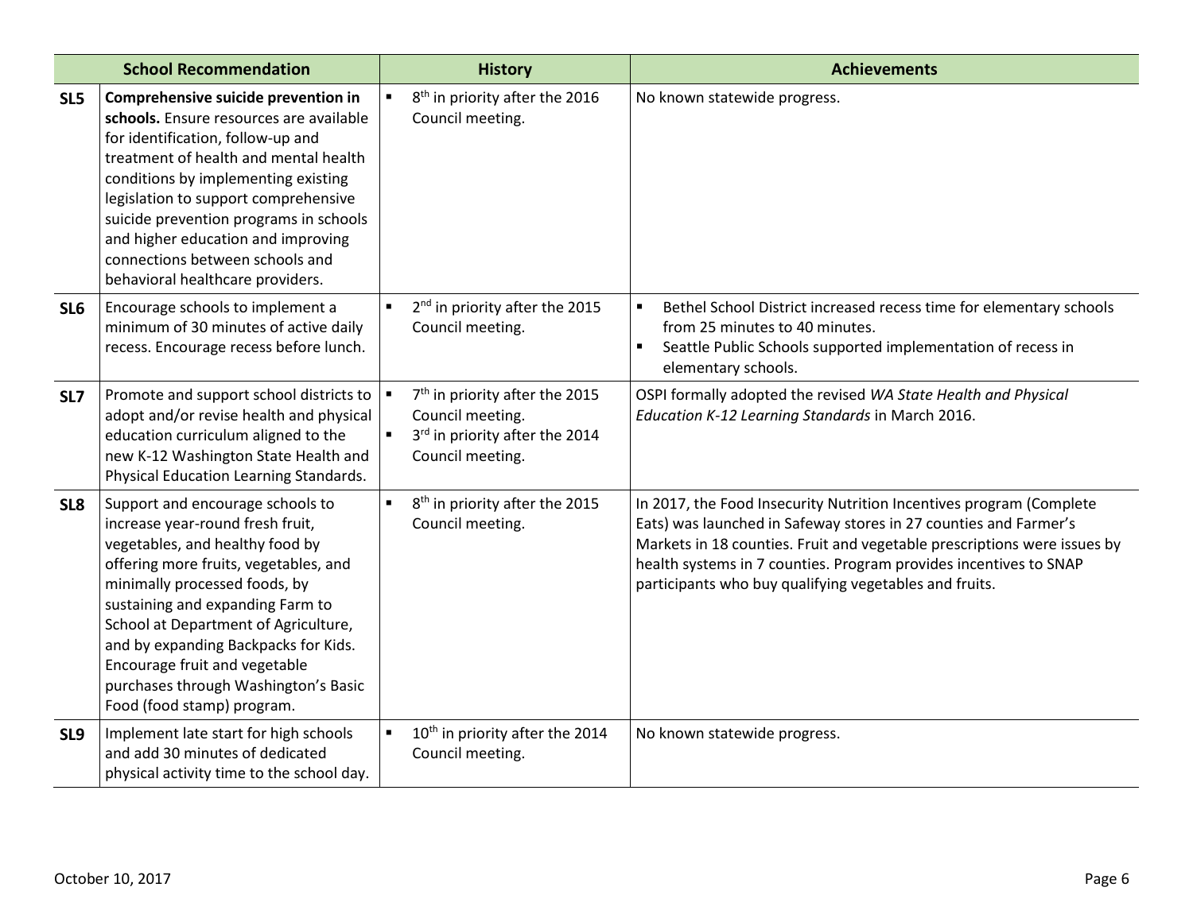| | School Recommendation | History | Achievements |
|---|---|---|---|
| **SL5** | **Comprehensive suicide prevention in schools.** Ensure resources are available for identification, follow-up and treatment of health and mental health conditions by implementing existing legislation to support comprehensive suicide prevention programs in schools and higher education and improving connections between schools and behavioral healthcare providers. | ▪ 8th in priority after the 2016 Council meeting. | No known statewide progress. |
| **SL6** | Encourage schools to implement a minimum of 30 minutes of active daily recess. Encourage recess before lunch. | ▪ 2nd in priority after the 2015 Council meeting. | ▪ Bethel School District increased recess time for elementary schools from 25 minutes to 40 minutes.<br>▪ Seattle Public Schools supported implementation of recess in elementary schools. |
| **SL7** | Promote and support school districts to adopt and/or revise health and physical education curriculum aligned to the new K-12 Washington State Health and Physical Education Learning Standards. | ▪ 7th in priority after the 2015 Council meeting.<br>▪ 3rd in priority after the 2014 Council meeting. | OSPI formally adopted the revised *WA State Health and Physical Education K-12 Learning Standards* in March 2016. |
| **SL8** | Support and encourage schools to increase year-round fresh fruit, vegetables, and healthy food by offering more fruits, vegetables, and minimally processed foods, by sustaining and expanding Farm to School at Department of Agriculture, and by expanding Backpacks for Kids. Encourage fruit and vegetable purchases through Washington's Basic Food (food stamp) program. | ▪ 8th in priority after the 2015 Council meeting. | In 2017, the Food Insecurity Nutrition Incentives program (Complete Eats) was launched in Safeway stores in 27 counties and Farmer's Markets in 18 counties. Fruit and vegetable prescriptions were issues by health systems in 7 counties. Program provides incentives to SNAP participants who buy qualifying vegetables and fruits. |
| **SL9** | Implement late start for high schools and add 30 minutes of dedicated physical activity time to the school day. | ▪ 10th in priority after the 2014 Council meeting. | No known statewide progress. |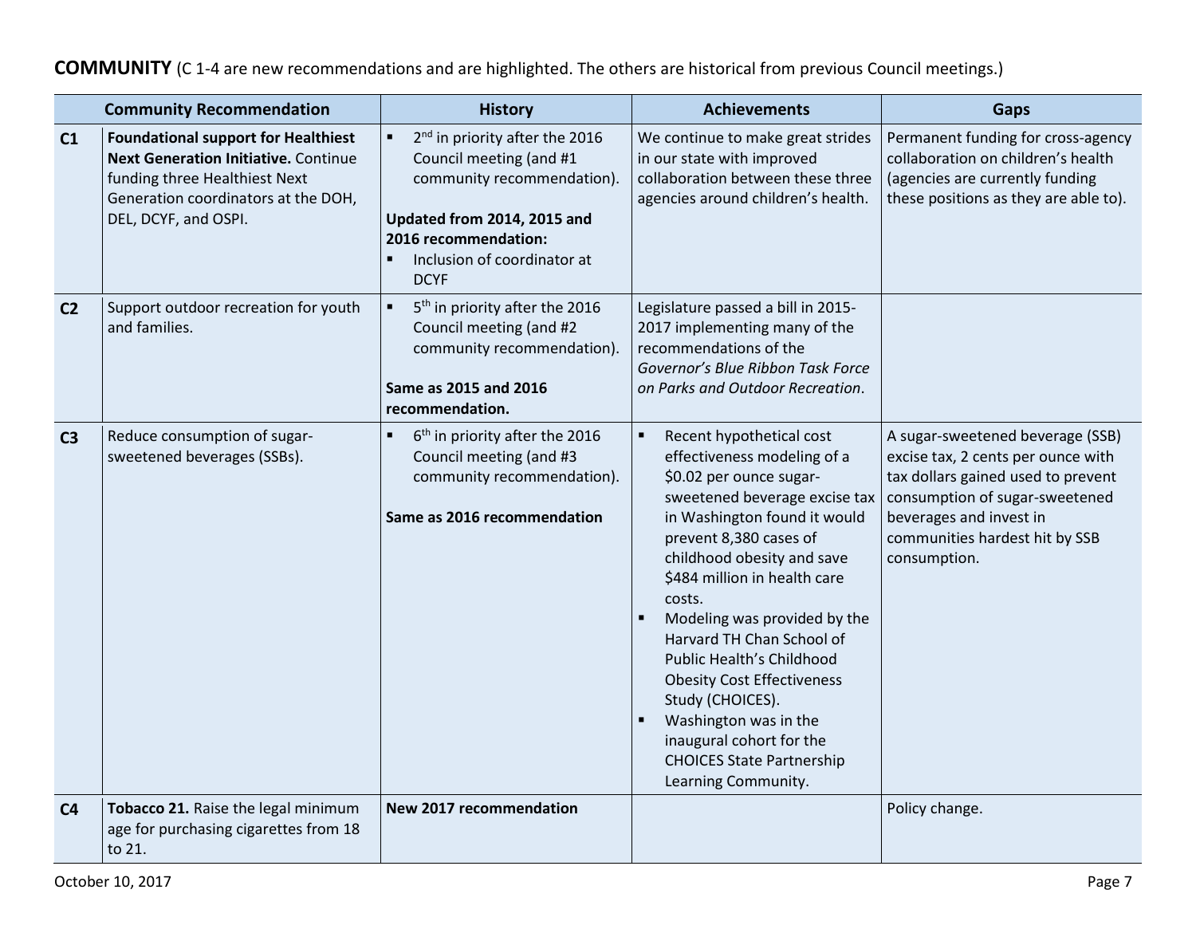**COMMUNITY** (C 1-4 are new recommendations and are highlighted. The others are historical from previous Council meetings.)

| | Community Recommendation | History | Achievements | Gaps |
|---|---|---|---|---|
| **C1** | **Foundational support for Healthiest Next Generation Initiative.** Continue funding three Healthiest Next Generation coordinators at the DOH, DEL, DCYF, and OSPI. | ▪ 2nd in priority after the 2016 Council meeting (and #1 community recommendation).<br><br>**Updated from 2014, 2015 and 2016 recommendation:**<br>▪ Inclusion of coordinator at DCYF | We continue to make great strides in our state with improved collaboration between these three agencies around children's health. | Permanent funding for cross-agency collaboration on children's health (agencies are currently funding these positions as they are able to). |
| **C2** | Support outdoor recreation for youth and families. | ▪ 5th in priority after the 2016 Council meeting (and #2 community recommendation).<br><br>**Same as 2015 and 2016 recommendation.** | Legislature passed a bill in 2015-2017 implementing many of the recommendations of the *Governor's Blue Ribbon Task Force on Parks and Outdoor Recreation*. | |
| **C3** | Reduce consumption of sugar-sweetened beverages (SSBs). | ▪ 6th in priority after the 2016 Council meeting (and #3 community recommendation).<br><br>**Same as 2016 recommendation** | ▪ Recent hypothetical cost effectiveness modeling of a $0.02 per ounce sugar-sweetened beverage excise tax in Washington found it would prevent 8,380 cases of childhood obesity and save $484 million in health care costs.<br>▪ Modeling was provided by the Harvard TH Chan School of Public Health's Childhood Obesity Cost Effectiveness Study (CHOICES).<br>▪ Washington was in the inaugural cohort for the CHOICES State Partnership Learning Community. | A sugar-sweetened beverage (SSB) excise tax, 2 cents per ounce with tax dollars gained used to prevent consumption of sugar-sweetened beverages and invest in communities hardest hit by SSB consumption. |
| **C4** | **Tobacco 21.** Raise the legal minimum age for purchasing cigarettes from 18 to 21. | **New 2017 recommendation** | | Policy change. |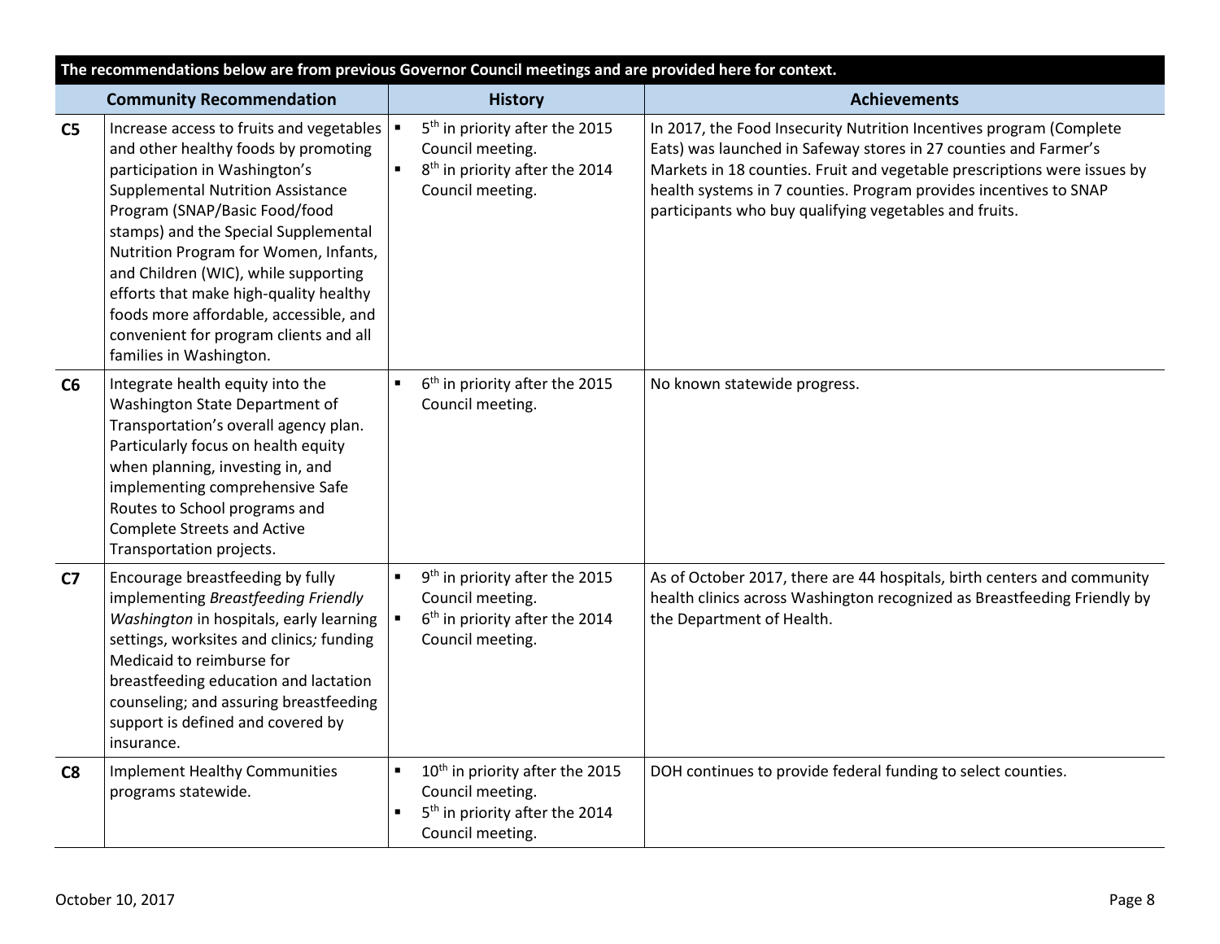| The recommendations below are from previous Governor Council meetings and are provided here for context. | | | |
|---|---|---|---|
| | **Community Recommendation** | **History** | **Achievements** |
| **C5** | Increase access to fruits and vegetables and other healthy foods by promoting participation in Washington's Supplemental Nutrition Assistance Program (SNAP/Basic Food/food stamps) and the Special Supplemental Nutrition Program for Women, Infants, and Children (WIC), while supporting efforts that make high-quality healthy foods more affordable, accessible, and convenient for program clients and all families in Washington. | ▪ 5th in priority after the 2015 Council meeting.<br>▪ 8th in priority after the 2014 Council meeting. | In 2017, the Food Insecurity Nutrition Incentives program (Complete Eats) was launched in Safeway stores in 27 counties and Farmer's Markets in 18 counties. Fruit and vegetable prescriptions were issues by health systems in 7 counties. Program provides incentives to SNAP participants who buy qualifying vegetables and fruits. |
| **C6** | Integrate health equity into the Washington State Department of Transportation's overall agency plan. Particularly focus on health equity when planning, investing in, and implementing comprehensive Safe Routes to School programs and Complete Streets and Active Transportation projects. | ▪ 6th in priority after the 2015 Council meeting. | No known statewide progress. |
| **C7** | Encourage breastfeeding by fully implementing *Breastfeeding Friendly Washington* in hospitals, early learning settings, worksites and clinics; funding Medicaid to reimburse for breastfeeding education and lactation counseling; and assuring breastfeeding support is defined and covered by insurance. | ▪ 9th in priority after the 2015 Council meeting.<br>▪ 6th in priority after the 2014 Council meeting. | As of October 2017, there are 44 hospitals, birth centers and community health clinics across Washington recognized as Breastfeeding Friendly by the Department of Health. |
| **C8** | Implement Healthy Communities programs statewide. | ▪ 10th in priority after the 2015 Council meeting.<br>▪ 5th in priority after the 2014 Council meeting. | DOH continues to provide federal funding to select counties. |

October 10, 2017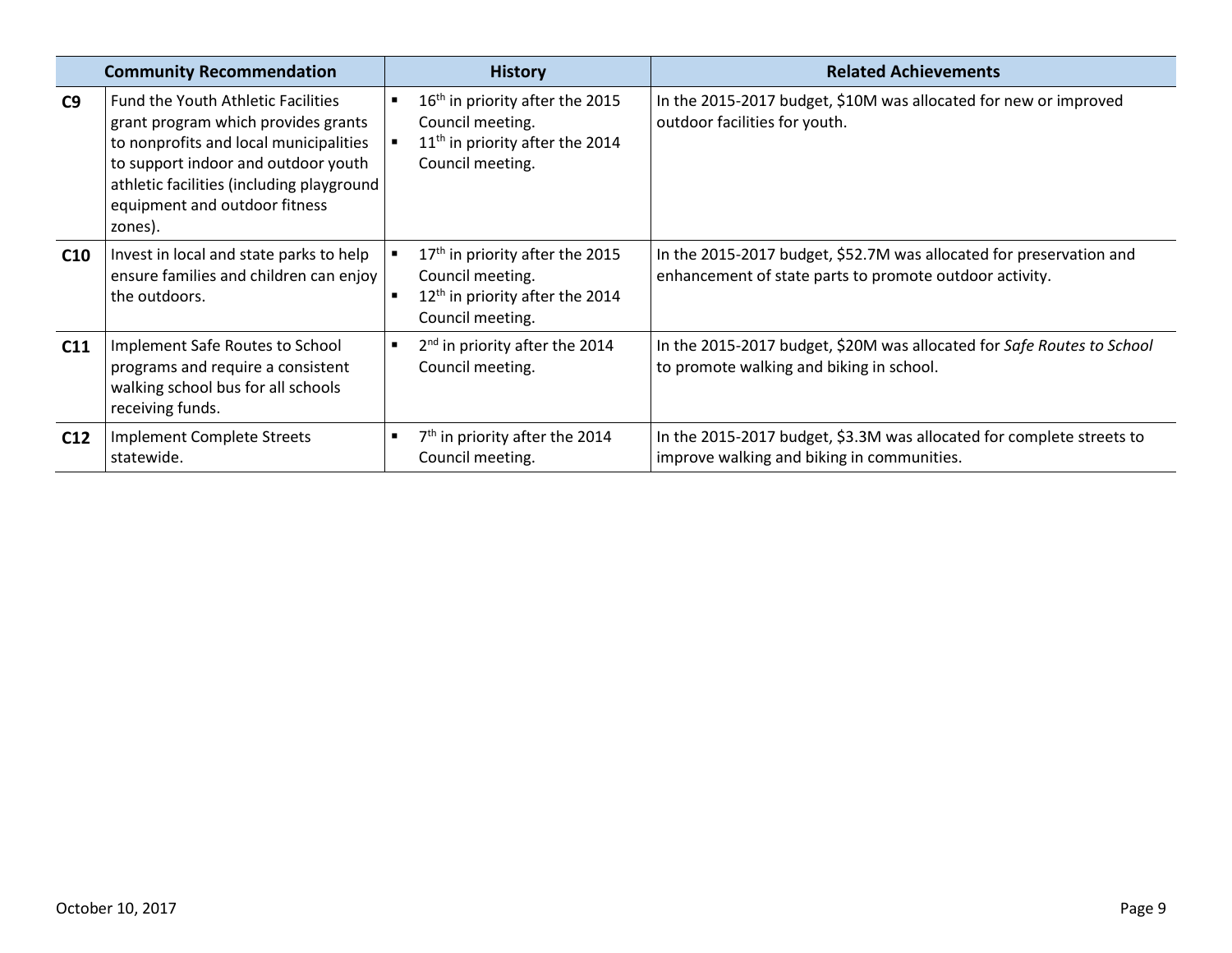| | Community Recommendation | History | Related Achievements |
|---|---|---|---|
| **C9** | Fund the Youth Athletic Facilities grant program which provides grants to nonprofits and local municipalities to support indoor and outdoor youth athletic facilities (including playground equipment and outdoor fitness zones). | ▪ 16th in priority after the 2015 Council meeting.<br>▪ 11th in priority after the 2014 Council meeting. | In the 2015-2017 budget, $10M was allocated for new or improved outdoor facilities for youth. |
| **C10** | Invest in local and state parks to help ensure families and children can enjoy the outdoors. | ▪ 17th in priority after the 2015 Council meeting.<br>▪ 12th in priority after the 2014 Council meeting. | In the 2015-2017 budget, $52.7M was allocated for preservation and enhancement of state parts to promote outdoor activity. |
| **C11** | Implement Safe Routes to School programs and require a consistent walking school bus for all schools receiving funds. | ▪ 2nd in priority after the 2014 Council meeting. | In the 2015-2017 budget, $20M was allocated for *Safe Routes to School* to promote walking and biking in school. |
| **C12** | Implement Complete Streets statewide. | ▪ 7th in priority after the 2014 Council meeting. | In the 2015-2017 budget, $3.3M was allocated for complete streets to improve walking and biking in communities. |

October 10, 2017